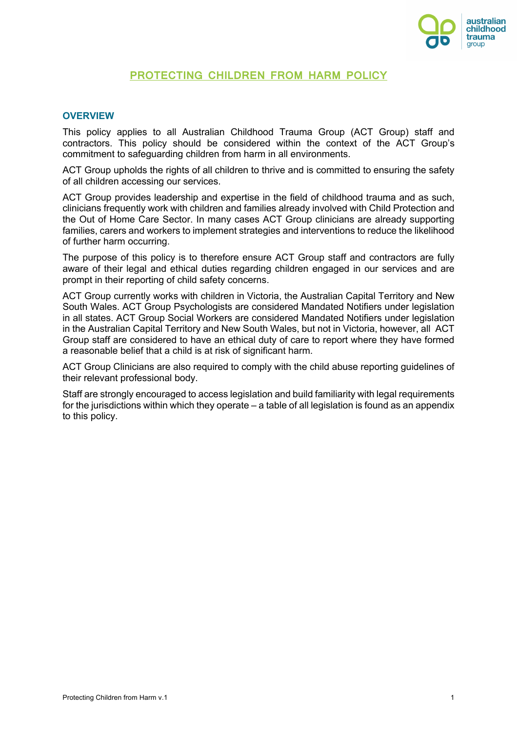# PROTECTING CHILDREN FROM HARM POLICY

## OVERVIEW

This policy applies to all Australian Childhood Trauma Group (ACT Group) staff and contractors. This policy should be considered within the context of the ACT Group's commitment to safeguarding children from harm in all environments.

ACT Group upholds the rights of all children to thrive and is committed to ensuring the safety of all children accessing our services.

ACT Group provides leadership and expertise in the field of childhood trauma and as such, clinicians frequently work with children and families already involved with Child Protection and the Out of Home Care Sector. In many cases ACT Group clinicians are already supporting families, carers and workers to implement strategies and interventions to reduce the likelihood of further harm occurring.

The purpose of this policy is to therefore ensure ACT Group staff and contractors are fully aware of their legal and ethical duties regarding children engaged in our services and are prompt in their reporting of child safety concerns.

ACT Group currently works with children in Victoria, the Australian Capital Territory and New South Wales. ACT Group Psychologists are considered Mandated Notifiers under legislation in all states. ACT Group Social Workers are considered Mandated Notifiers under legislation in the Australian Capital Territory and New South Wales, but not in Victoria, however, all ACT Group staff are considered to have an ethical duty of care to report where they have formed a reasonable belief that a child is at risk of significant harm.

ACT Group Clinicians are also required to comply with the child abuse reporting guidelines of their relevant professional body.

Staff are strongly encouraged to access legislation and build familiarity with legal requirements for the jurisdictions within which they operate – a table of all legislation is found as an appendix to this policy.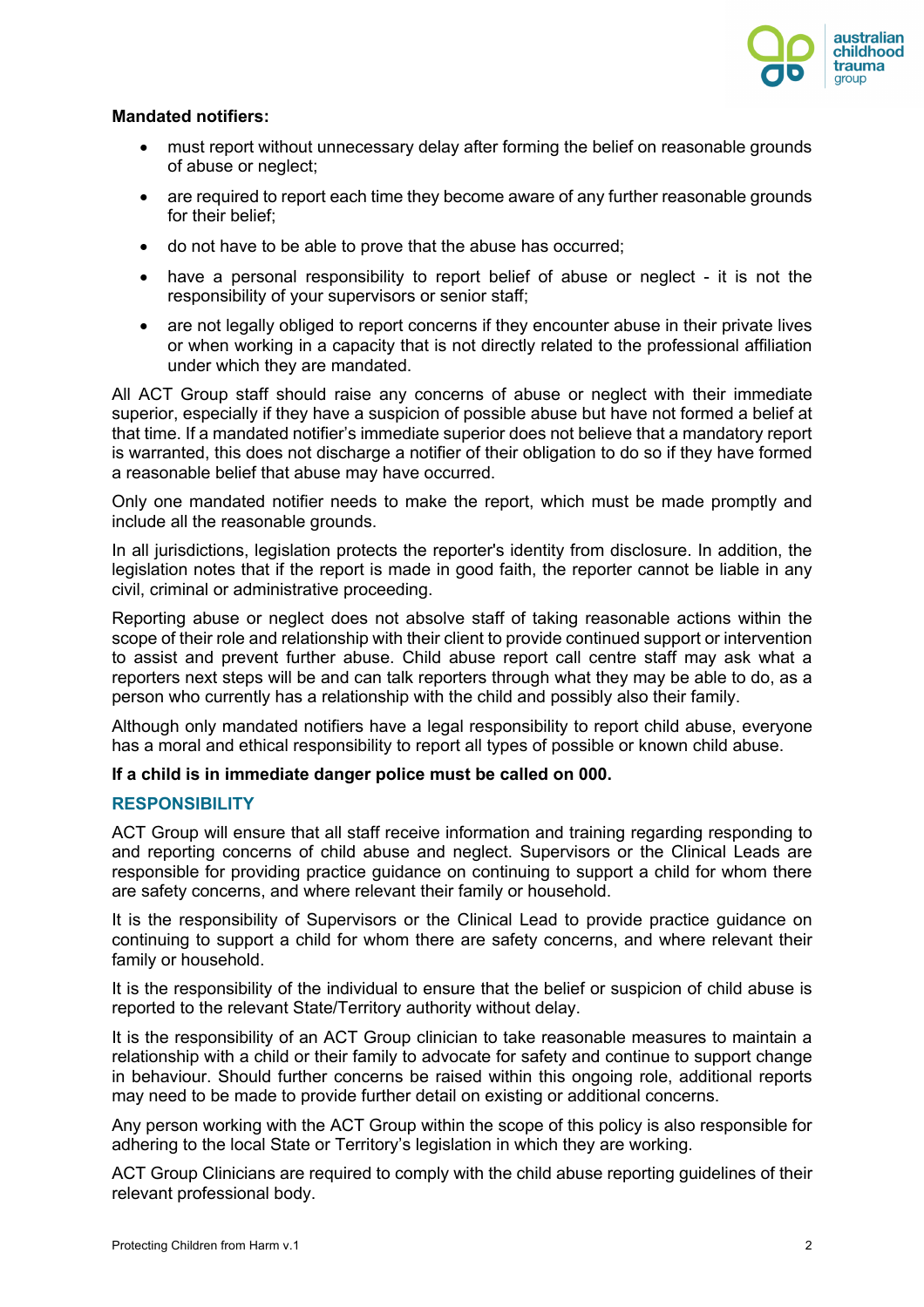**Mandated notifiers:**

- must report without unnecessary delay after forming the belief on reasonable grounds of abuse or neglect;
- are required to report each time they become aware of any further reasonable grounds for their belief;
- do not have to be able to prove that the abuse has occurred;
- have a personal responsibility to report belief of abuse or neglect - it is not the responsibility of your supervisors or senior staff;
- are not legally obliged to report concerns if they encounter abuse in their private lives or when working in a capacity that is not directly related to the professional affiliation under which they are mandated.

All ACT Group staff should raise any concerns of abuse or neglect with their immediate superior, especially if they have a suspicion of possible abuse but have not formed a belief at that time. If a mandated notifier's immediate superior does not believe that a mandatory report is warranted, this does not discharge a notifier of their obligation to do so if they have formed a reasonable belief that abuse may have occurred.

Only one mandated notifier needs to make the report, which must be made promptly and include all the reasonable grounds.

In all jurisdictions, legislation protects the reporter's identity from disclosure. In addition, the legislation notes that if the report is made in good faith, the reporter cannot be liable in any civil, criminal or administrative proceeding.

Reporting abuse or neglect does not absolve staff of taking reasonable actions within the scope of their role and relationship with their client to provide continued support or intervention to assist and prevent further abuse. Child abuse report call centre staff may ask what a reporters next steps will be and can talk reporters through what they may be able to do, as a person who currently has a relationship with the child and possibly also their family.

Although only mandated notifiers have a legal responsibility to report child abuse, everyone has a moral and ethical responsibility to report all types of possible or known child abuse.

**If a child is in immediate danger police must be called on 000.**

## RESPONSIBILITY

ACT Group will ensure that all staff receive information and training regarding responding to and reporting concerns of child abuse and neglect. Supervisors or the Clinical Leads are responsible for providing practice guidance on continuing to support a child for whom there are safety concerns, and where relevant their family or household.

It is the responsibility of Supervisors or the Clinical Lead to provide practice guidance on continuing to support a child for whom there are safety concerns, and where relevant their family or household.

It is the responsibility of the individual to ensure that the belief or suspicion of child abuse is reported to the relevant State/Territory authority without delay.

It is the responsibility of an ACT Group clinician to take reasonable measures to maintain a relationship with a child or their family to advocate for safety and continue to support change in behaviour. Should further concerns be raised within this ongoing role, additional reports may need to be made to provide further detail on existing or additional concerns.

Any person working with the ACT Group within the scope of this policy is also responsible for adhering to the local State or Territory's legislation in which they are working.

ACT Group Clinicians are required to comply with the child abuse reporting guidelines of their relevant professional body.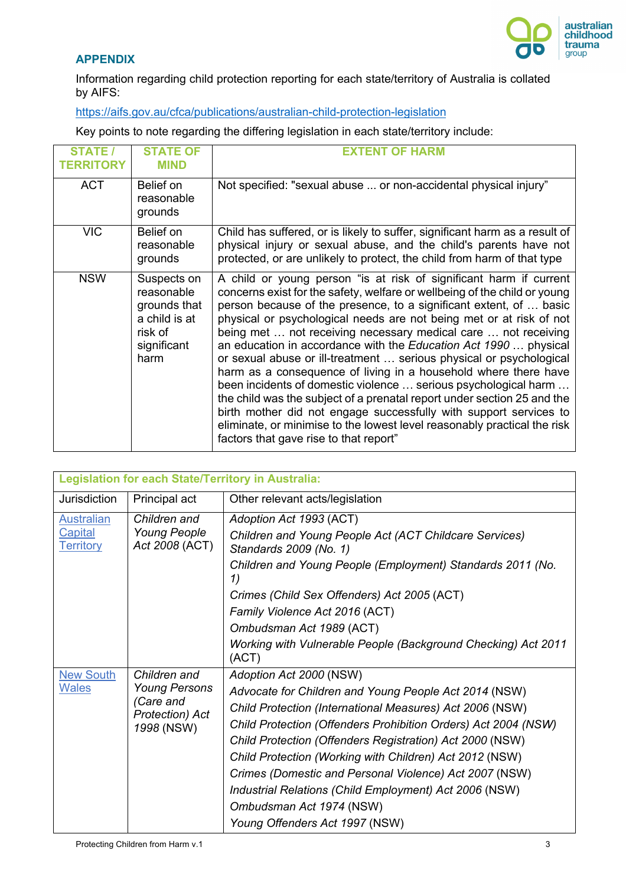## APPENDIX

Information regarding child protection reporting for each state/territory of Australia is collated by AIFS:

https://aifs.gov.au/cfca/publications/australian-child-protection-legislation

Key points to note regarding the differing legislation in each state/territory include:

| STATE / TERRITORY | STATE OF MIND | EXTENT OF HARM |
|---|---|---|
| ACT | Belief on reasonable grounds | Not specified: "sexual abuse ... or non-accidental physical injury" |
| VIC | Belief on reasonable grounds | Child has suffered, or is likely to suffer, significant harm as a result of physical injury or sexual abuse, and the child's parents have not protected, or are unlikely to protect, the child from harm of that type |
| NSW | Suspects on reasonable grounds that a child is at risk of significant harm | A child or young person "is at risk of significant harm if current concerns exist for the safety, welfare or wellbeing of the child or young person because of the presence, to a significant extent, of … basic physical or psychological needs are not being met or at risk of not being met … not receiving necessary medical care … not receiving an education in accordance with the *Education Act 1990* … physical or sexual abuse or ill-treatment … serious physical or psychological harm as a consequence of living in a household where there have been incidents of domestic violence … serious psychological harm … the child was the subject of a prenatal report under section 25 and the birth mother did not engage successfully with support services to eliminate, or minimise to the lowest level reasonably practical the risk factors that gave rise to that report" |

| Legislation for each State/Territory in Australia: | | |
|---|---|---|
| Jurisdiction | Principal act | Other relevant acts/legislation |
| Australian Capital Territory | *Children and Young People Act 2008* (ACT) | *Adoption Act 1993* (ACT)<br>*Children and Young People Act (ACT Childcare Services) Standards 2009 (No. 1)*<br>*Children and Young People (Employment) Standards 2011 (No. 1)*<br>*Crimes (Child Sex Offenders) Act 2005* (ACT)<br>*Family Violence Act 2016* (ACT)<br>*Ombudsman Act 1989* (ACT)<br>*Working with Vulnerable People (Background Checking) Act 2011* (ACT) |
| New South Wales | *Children and Young Persons (Care and Protection) Act 1998* (NSW) | *Adoption Act 2000* (NSW)<br>*Advocate for Children and Young People Act 2014* (NSW)<br>*Child Protection (International Measures) Act 2006* (NSW)<br>*Child Protection (Offenders Prohibition Orders) Act 2004 (NSW)*<br>*Child Protection (Offenders Registration) Act 2000* (NSW)<br>*Child Protection (Working with Children) Act 2012* (NSW)<br>*Crimes (Domestic and Personal Violence) Act 2007* (NSW)<br>*Industrial Relations (Child Employment) Act 2006* (NSW)<br>*Ombudsman Act 1974* (NSW)<br>*Young Offenders Act 1997* (NSW) |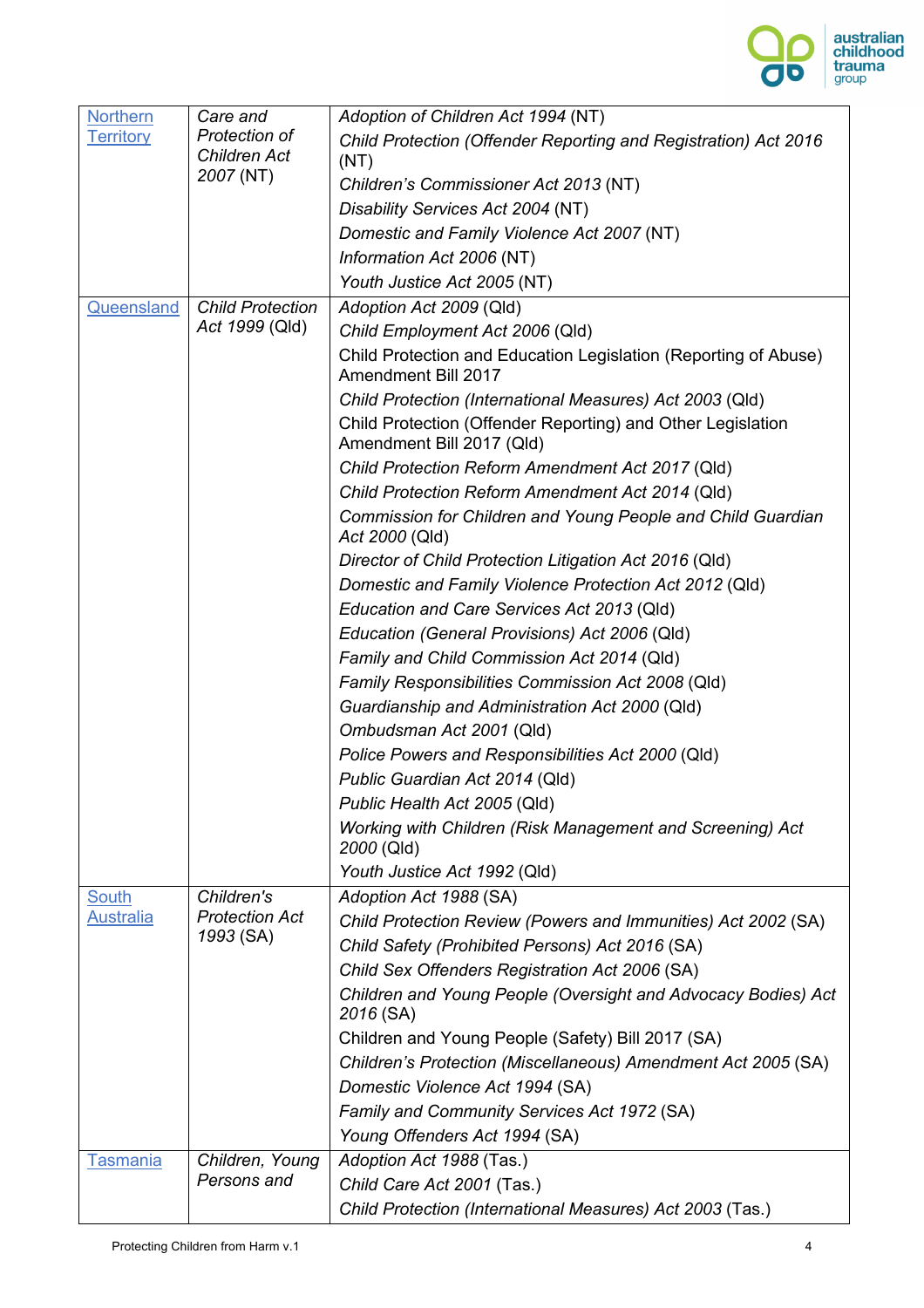| | | |
|---|---|---|
| Northern Territory | *Care and Protection of Children Act 2007* (NT) | *Adoption of Children Act 1994* (NT)<br>*Child Protection (Offender Reporting and Registration) Act 2016* (NT)<br>*Children's Commissioner Act 2013* (NT)<br>*Disability Services Act 2004* (NT)<br>*Domestic and Family Violence Act 2007* (NT)<br>*Information Act 2006* (NT)<br>*Youth Justice Act 2005* (NT) |
| Queensland | *Child Protection Act 1999* (Qld) | *Adoption Act 2009* (Qld)<br>*Child Employment Act 2006* (Qld)<br>Child Protection and Education Legislation (Reporting of Abuse) Amendment Bill 2017<br>*Child Protection (International Measures) Act 2003* (Qld)<br>Child Protection (Offender Reporting) and Other Legislation Amendment Bill 2017 (Qld)<br>*Child Protection Reform Amendment Act 2017* (Qld)<br>*Child Protection Reform Amendment Act 2014* (Qld)<br>*Commission for Children and Young People and Child Guardian Act 2000* (Qld)<br>*Director of Child Protection Litigation Act 2016* (Qld)<br>*Domestic and Family Violence Protection Act 2012* (Qld)<br>*Education and Care Services Act 2013* (Qld)<br>*Education (General Provisions) Act 2006* (Qld)<br>*Family and Child Commission Act 2014* (Qld)<br>*Family Responsibilities Commission Act 2008* (Qld)<br>*Guardianship and Administration Act 2000* (Qld)<br>*Ombudsman Act 2001* (Qld)<br>*Police Powers and Responsibilities Act 2000* (Qld)<br>*Public Guardian Act 2014* (Qld)<br>*Public Health Act 2005* (Qld)<br>*Working with Children (Risk Management and Screening) Act 2000* (Qld)<br>*Youth Justice Act 1992* (Qld) |
| South Australia | *Children's Protection Act 1993* (SA) | *Adoption Act 1988* (SA)<br>*Child Protection Review (Powers and Immunities) Act 2002* (SA)<br>*Child Safety (Prohibited Persons) Act 2016* (SA)<br>*Child Sex Offenders Registration Act 2006* (SA)<br>*Children and Young People (Oversight and Advocacy Bodies) Act 2016* (SA)<br>Children and Young People (Safety) Bill 2017 (SA)<br>*Children's Protection (Miscellaneous) Amendment Act 2005* (SA)<br>*Domestic Violence Act 1994* (SA)<br>*Family and Community Services Act 1972* (SA)<br>*Young Offenders Act 1994* (SA) |
| Tasmania | *Children, Young Persons and* | *Adoption Act 1988* (Tas.)<br>*Child Care Act 2001* (Tas.)<br>*Child Protection (International Measures) Act 2003* (Tas.) |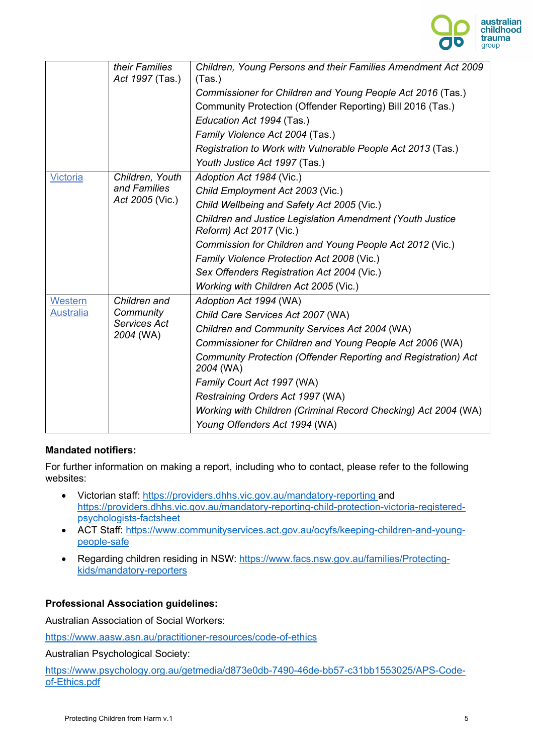| | | |
|---|---|---|
| | *their Families Act 1997* (Tas.) | *Children, Young Persons and their Families Amendment Act 2009* (Tas.)<br>*Commissioner for Children and Young People Act 2016* (Tas.)<br>Community Protection (Offender Reporting) Bill 2016 (Tas.)<br>*Education Act 1994* (Tas.)<br>*Family Violence Act 2004* (Tas.)<br>*Registration to Work with Vulnerable People Act 2013* (Tas.)<br>*Youth Justice Act 1997* (Tas.) |
| [Victoria]() | *Children, Youth and Families Act 2005* (Vic.) | *Adoption Act 1984* (Vic.)<br>*Child Employment Act 2003* (Vic.)<br>*Child Wellbeing and Safety Act 2005* (Vic.)<br>*Children and Justice Legislation Amendment (Youth Justice Reform) Act 2017* (Vic.)<br>*Commission for Children and Young People Act 2012* (Vic.)<br>*Family Violence Protection Act 2008* (Vic.)<br>*Sex Offenders Registration Act 2004* (Vic.)<br>*Working with Children Act 2005* (Vic.) |
| [Western Australia]() | *Children and Community Services Act 2004* (WA) | *Adoption Act 1994* (WA)<br>*Child Care Services Act 2007* (WA)<br>*Children and Community Services Act 2004* (WA)<br>*Commissioner for Children and Young People Act 2006* (WA)<br>*Community Protection (Offender Reporting and Registration) Act 2004* (WA)<br>*Family Court Act 1997* (WA)<br>*Restraining Orders Act 1997* (WA)<br>*Working with Children (Criminal Record Checking) Act 2004* (WA)<br>*Young Offenders Act 1994* (WA) |

**Mandated notifiers:**

For further information on making a report, including who to contact, please refer to the following websites:

- Victorian staff: https://providers.dhhs.vic.gov.au/mandatory-reporting and https://providers.dhhs.vic.gov.au/mandatory-reporting-child-protection-victoria-registered-psychologists-factsheet
- ACT Staff: https://www.communityservices.act.gov.au/ocyfs/keeping-children-and-young-people-safe
- Regarding children residing in NSW: https://www.facs.nsw.gov.au/families/Protecting-kids/mandatory-reporters

**Professional Association guidelines:**

Australian Association of Social Workers:

https://www.aasw.asn.au/practitioner-resources/code-of-ethics

Australian Psychological Society:

https://www.psychology.org.au/getmedia/d873e0db-7490-46de-bb57-c31bb1553025/APS-Code-of-Ethics.pdf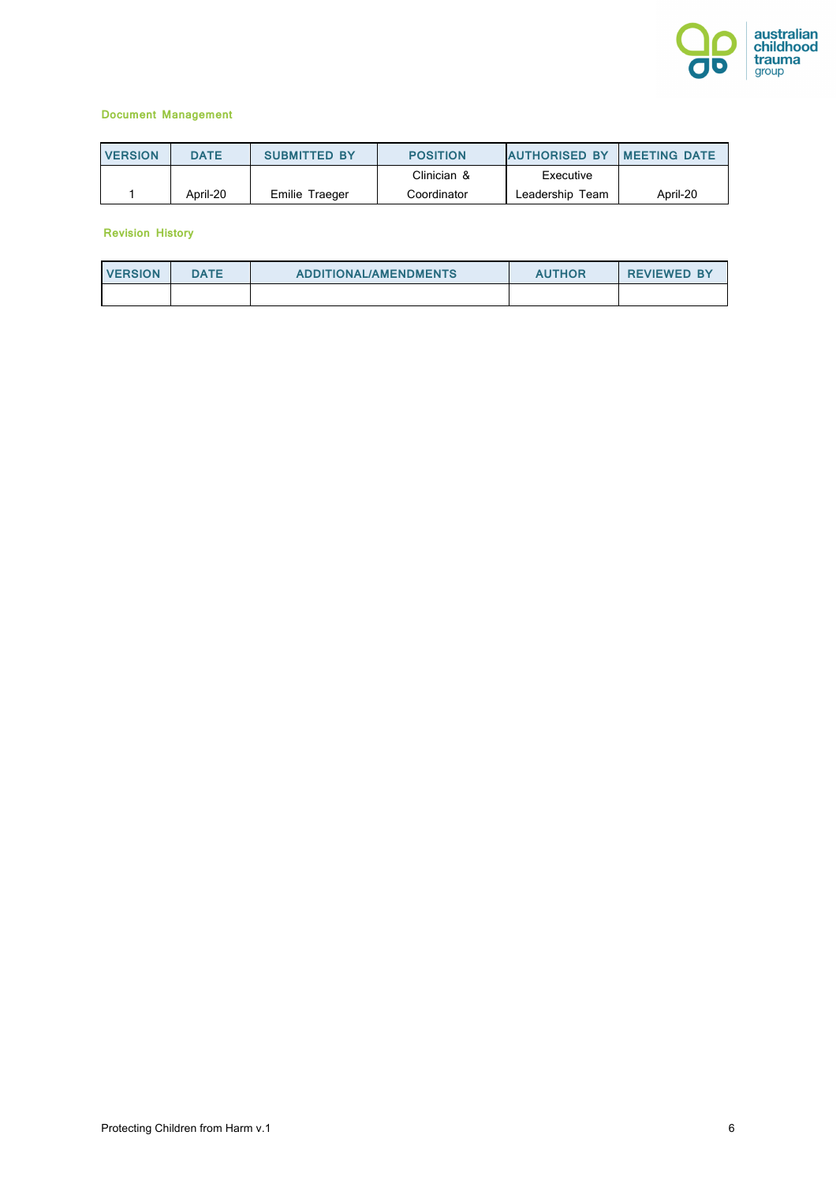### Document Management

| VERSION | DATE | SUBMITTED BY | POSITION | AUTHORISED BY | MEETING DATE |
| --- | --- | --- | --- | --- | --- |
| 1 | April-20 | Emilie Traeger | Clinician & Coordinator | Executive Leadership Team | April-20 |

### Revision History

| VERSION | DATE | ADDITIONAL/AMENDMENTS | AUTHOR | REVIEWED BY |
| --- | --- | --- | --- | --- |
| | | | | |